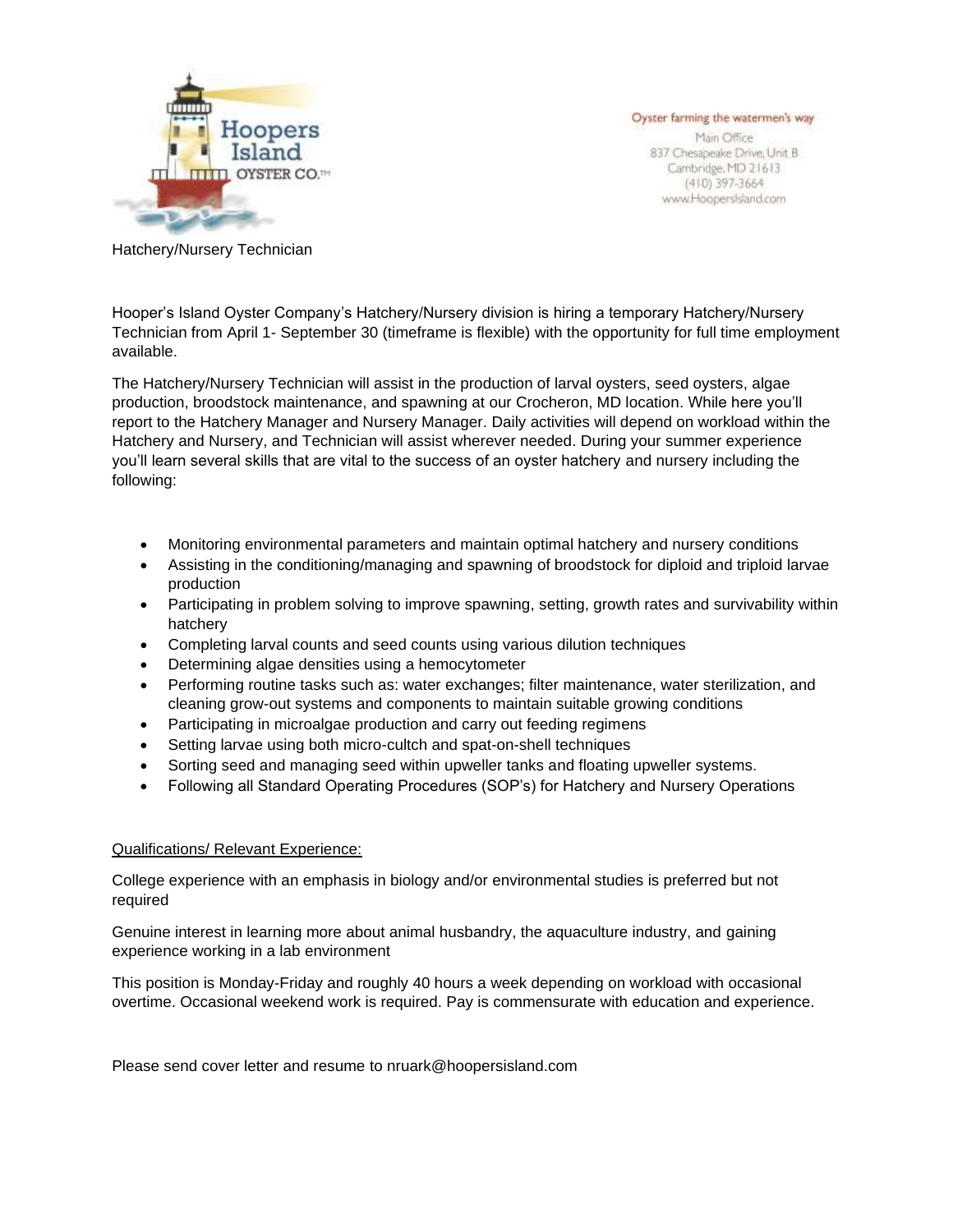Hoopers Island OYSTER CO.™

Oyster farming the watermen's way

Main Office
837 Chesapeake Drive, Unit B
Cambridge, MD 21613
(410) 397-3664
www.HoopersIsland.com

# Hatchery/Nursery Technician

Hooper's Island Oyster Company's Hatchery/Nursery division is hiring a temporary Hatchery/Nursery Technician from April 1- September 30 (timeframe is flexible) with the opportunity for full time employment available.

The Hatchery/Nursery Technician will assist in the production of larval oysters, seed oysters, algae production, broodstock maintenance, and spawning at our Crocheron, MD location. While here you'll report to the Hatchery Manager and Nursery Manager. Daily activities will depend on workload within the Hatchery and Nursery, and Technician will assist wherever needed. During your summer experience you'll learn several skills that are vital to the success of an oyster hatchery and nursery including the following:

- Monitoring environmental parameters and maintain optimal hatchery and nursery conditions
- Assisting in the conditioning/managing and spawning of broodstock for diploid and triploid larvae production
- Participating in problem solving to improve spawning, setting, growth rates and survivability within hatchery
- Completing larval counts and seed counts using various dilution techniques
- Determining algae densities using a hemocytometer
- Performing routine tasks such as: water exchanges; filter maintenance, water sterilization, and cleaning grow-out systems and components to maintain suitable growing conditions
- Participating in microalgae production and carry out feeding regimens
- Setting larvae using both micro-cultch and spat-on-shell techniques
- Sorting seed and managing seed within upweller tanks and floating upweller systems.
- Following all Standard Operating Procedures (SOP's) for Hatchery and Nursery Operations

## Qualifications/ Relevant Experience:

College experience with an emphasis in biology and/or environmental studies is preferred but not required

Genuine interest in learning more about animal husbandry, the aquaculture industry, and gaining experience working in a lab environment

This position is Monday-Friday and roughly 40 hours a week depending on workload with occasional overtime. Occasional weekend work is required. Pay is commensurate with education and experience.

Please send cover letter and resume to nruark@hoopersisland.com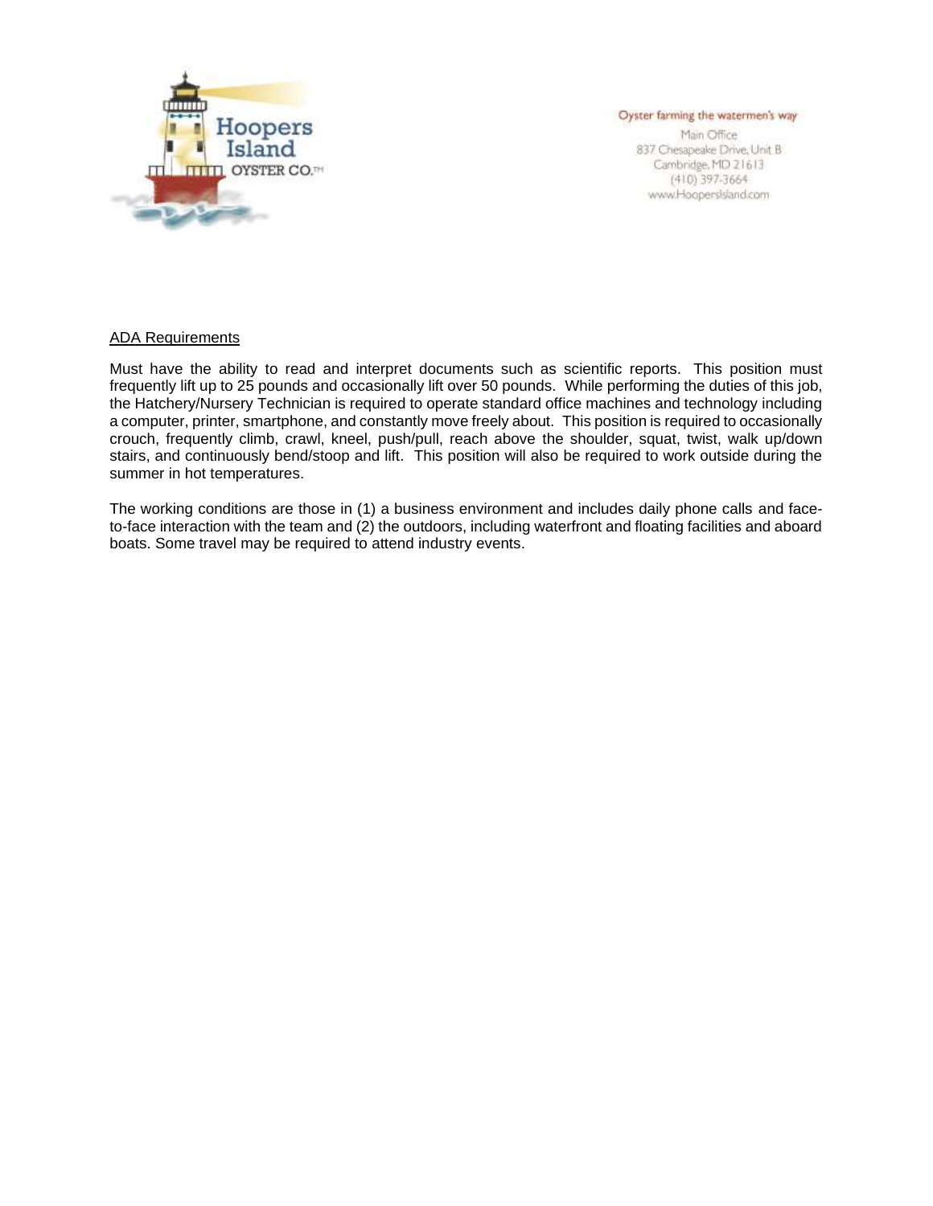## ADA Requirements

Must have the ability to read and interpret documents such as scientific reports. This position must frequently lift up to 25 pounds and occasionally lift over 50 pounds. While performing the duties of this job, the Hatchery/Nursery Technician is required to operate standard office machines and technology including a computer, printer, smartphone, and constantly move freely about. This position is required to occasionally crouch, frequently climb, crawl, kneel, push/pull, reach above the shoulder, squat, twist, walk up/down stairs, and continuously bend/stoop and lift. This position will also be required to work outside during the summer in hot temperatures.

The working conditions are those in (1) a business environment and includes daily phone calls and face-to-face interaction with the team and (2) the outdoors, including waterfront and floating facilities and aboard boats. Some travel may be required to attend industry events.